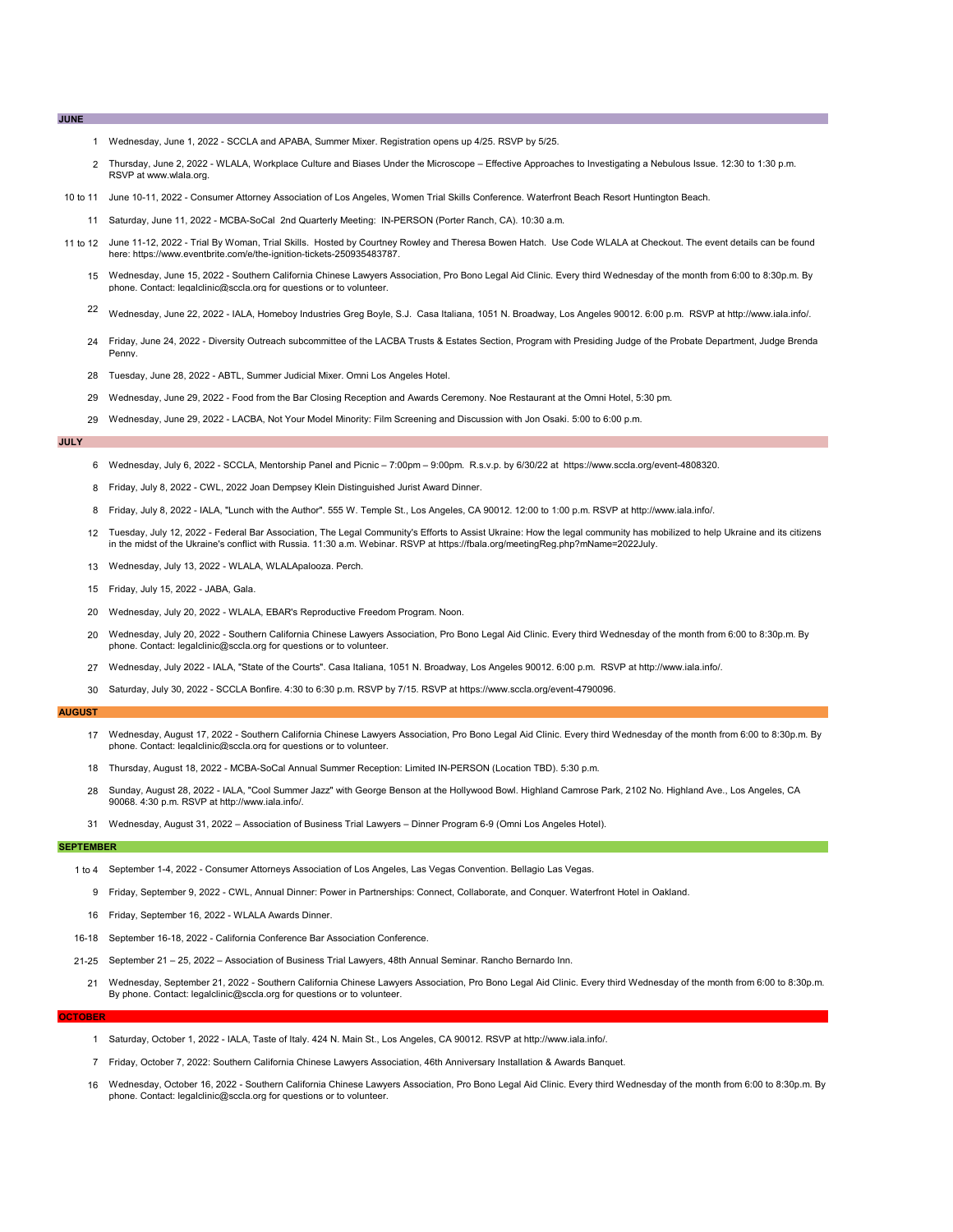## JUNE

| | |
|---|---|
| 1 | Wednesday, June 1, 2022 - SCCLA and APABA, Summer Mixer. Registration opens up 4/25. RSVP by 5/25. |
| 2 | Thursday, June 2, 2022 - WLALA, Workplace Culture and Biases Under the Microscope – Effective Approaches to Investigating a Nebulous Issue. 12:30 to 1:30 p.m. RSVP at www.wlala.org. |
| 10 to 11 | June 10-11, 2022 - Consumer Attorney Association of Los Angeles, Women Trial Skills Conference. Waterfront Beach Resort Huntington Beach. |
| 11 | Saturday, June 11, 2022 - MCBA-SoCal 2nd Quarterly Meeting: IN-PERSON (Porter Ranch, CA). 10:30 a.m. |
| 11 to 12 | June 11-12, 2022 - Trial By Woman, Trial Skills. Hosted by Courtney Rowley and Theresa Bowen Hatch. Use Code WLALA at Checkout. The event details can be found here: https://www.eventbrite.com/e/the-ignition-tickets-250935483787. |
| 15 | Wednesday, June 15, 2022 - Southern California Chinese Lawyers Association, Pro Bono Legal Aid Clinic. Every third Wednesday of the month from 6:00 to 8:30p.m. By phone. Contact: legalclinic@sccla.org for questions or to volunteer. |
| 22 | Wednesday, June 22, 2022 - IALA, Homeboy Industries Greg Boyle, S.J. Casa Italiana, 1051 N. Broadway, Los Angeles 90012. 6:00 p.m. RSVP at http://www.iala.info/. |
| 24 | Friday, June 24, 2022 - Diversity Outreach subcommittee of the LACBA Trusts & Estates Section, Program with Presiding Judge of the Probate Department, Judge Brenda Penny. |
| 28 | Tuesday, June 28, 2022 - ABTL, Summer Judicial Mixer. Omni Los Angeles Hotel. |
| 29 | Wednesday, June 29, 2022 - Food from the Bar Closing Reception and Awards Ceremony. Noe Restaurant at the Omni Hotel, 5:30 pm. |
| 29 | Wednesday, June 29, 2022 - LACBA, Not Your Model Minority: Film Screening and Discussion with Jon Osaki. 5:00 to 6:00 p.m. |

## JULY

| | |
|---|---|
| 6 | Wednesday, July 6, 2022 - SCCLA, Mentorship Panel and Picnic – 7:00pm – 9:00pm. R.s.v.p. by 6/30/22 at https://www.sccla.org/event-4808320. |
| 8 | Friday, July 8, 2022 - CWL, 2022 Joan Dempsey Klein Distinguished Jurist Award Dinner. |
| 8 | Friday, July 8, 2022 - IALA, "Lunch with the Author". 555 W. Temple St., Los Angeles, CA 90012. 12:00 to 1:00 p.m. RSVP at http://www.iala.info/. |
| 12 | Tuesday, July 12, 2022 - Federal Bar Association, The Legal Community's Efforts to Assist Ukraine: How the legal community has mobilized to help Ukraine and its citizens in the midst of the Ukraine's conflict with Russia. 11:30 a.m. Webinar. RSVP at https://fbala.org/meetingReg.php?mName=2022July. |
| 13 | Wednesday, July 13, 2022 - WLALA, WLALApalooza. Perch. |
| 15 | Friday, July 15, 2022 - JABA, Gala. |
| 20 | Wednesday, July 20, 2022 - WLALA, EBAR's Reproductive Freedom Program. Noon. |
| 20 | Wednesday, July 20, 2022 - Southern California Chinese Lawyers Association, Pro Bono Legal Aid Clinic. Every third Wednesday of the month from 6:00 to 8:30p.m. By phone. Contact: legalclinic@sccla.org for questions or to volunteer. |
| 27 | Wednesday, July 2022 - IALA, "State of the Courts". Casa Italiana, 1051 N. Broadway, Los Angeles 90012. 6:00 p.m. RSVP at http://www.iala.info/. |
| 30 | Saturday, July 30, 2022 - SCCLA Bonfire. 4:30 to 6:30 p.m. RSVP by 7/15. RSVP at https://www.sccla.org/event-4790096. |

## AUGUST

| | |
|---|---|
| 17 | Wednesday, August 17, 2022 - Southern California Chinese Lawyers Association, Pro Bono Legal Aid Clinic. Every third Wednesday of the month from 6:00 to 8:30p.m. By phone. Contact: legalclinic@sccla.org for questions or to volunteer. |
| 18 | Thursday, August 18, 2022 - MCBA-SoCal Annual Summer Reception: Limited IN-PERSON (Location TBD). 5:30 p.m. |
| 28 | Sunday, August 28, 2022 - IALA, "Cool Summer Jazz" with George Benson at the Hollywood Bowl. Highland Camrose Park, 2102 No. Highland Ave., Los Angeles, CA 90068. 4:30 p.m. RSVP at http://www.iala.info/. |
| 31 | Wednesday, August 31, 2022 – Association of Business Trial Lawyers – Dinner Program 6-9 (Omni Los Angeles Hotel). |

## SEPTEMBER

| | |
|---|---|
| 1 to 4 | September 1-4, 2022 - Consumer Attorneys Association of Los Angeles, Las Vegas Convention. Bellagio Las Vegas. |
| 9 | Friday, September 9, 2022 - CWL, Annual Dinner: Power in Partnerships: Connect, Collaborate, and Conquer. Waterfront Hotel in Oakland. |
| 16 | Friday, September 16, 2022 - WLALA Awards Dinner. |
| 16-18 | September 16-18, 2022 - California Conference Bar Association Conference. |
| 21-25 | September 21 – 25, 2022 – Association of Business Trial Lawyers, 48th Annual Seminar. Rancho Bernardo Inn. |
| 21 | Wednesday, September 21, 2022 - Southern California Chinese Lawyers Association, Pro Bono Legal Aid Clinic. Every third Wednesday of the month from 6:00 to 8:30p.m. By phone. Contact: legalclinic@sccla.org for questions or to volunteer. |

## OCTOBER

| | |
|---|---|
| 1 | Saturday, October 1, 2022 - IALA, Taste of Italy. 424 N. Main St., Los Angeles, CA 90012. RSVP at http://www.iala.info/. |
| 7 | Friday, October 7, 2022: Southern California Chinese Lawyers Association, 46th Anniversary Installation & Awards Banquet. |
| 16 | Wednesday, October 16, 2022 - Southern California Chinese Lawyers Association, Pro Bono Legal Aid Clinic. Every third Wednesday of the month from 6:00 to 8:30p.m. By phone. Contact: legalclinic@sccla.org for questions or to volunteer. |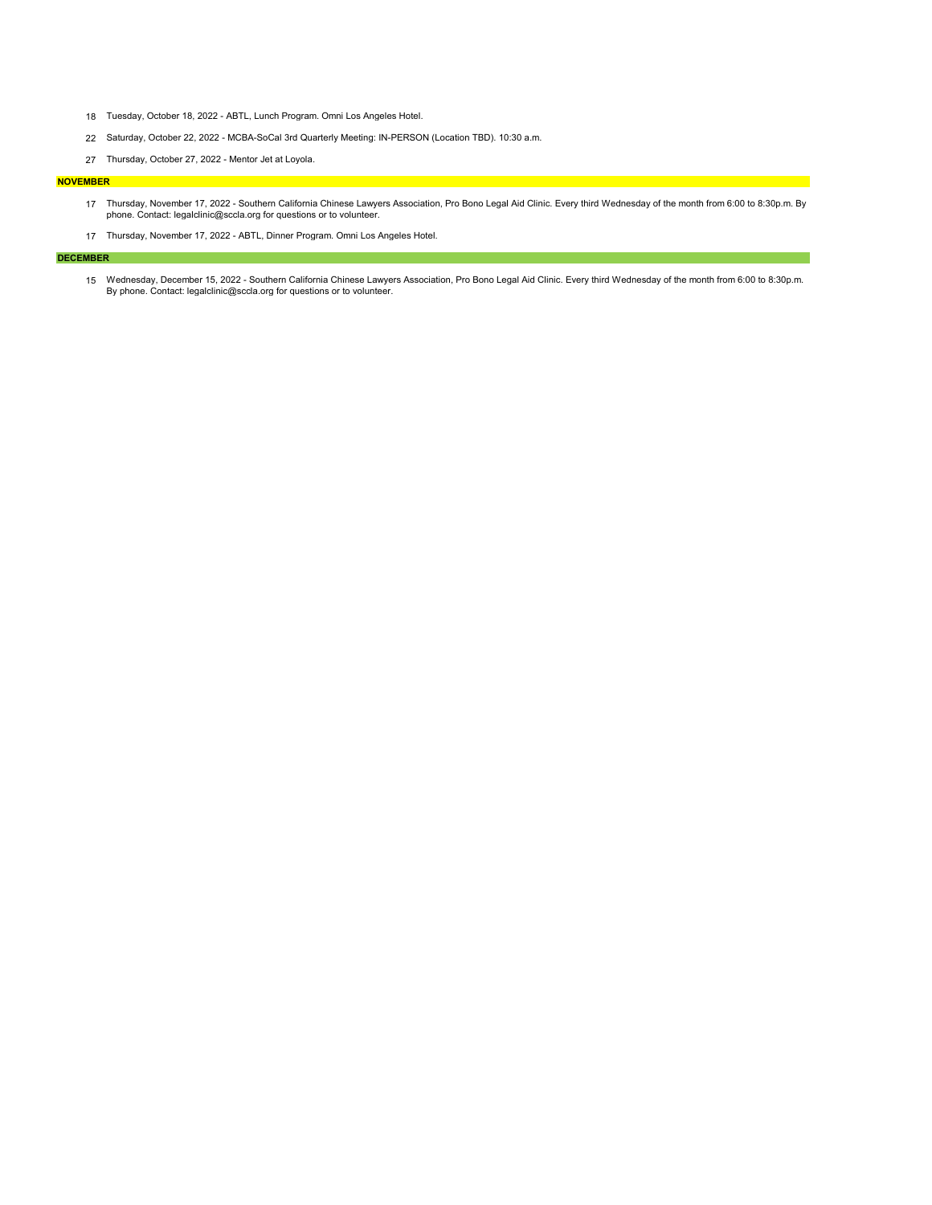18 Tuesday, October 18, 2022 - ABTL, Lunch Program. Omni Los Angeles Hotel.

22 Saturday, October 22, 2022 - MCBA-SoCal 3rd Quarterly Meeting: IN-PERSON (Location TBD). 10:30 a.m.

27 Thursday, October 27, 2022 - Mentor Jet at Loyola.

**NOVEMBER**

17 Thursday, November 17, 2022 - Southern California Chinese Lawyers Association, Pro Bono Legal Aid Clinic. Every third Wednesday of the month from 6:00 to 8:30p.m. By phone. Contact: legalclinic@sccla.org for questions or to volunteer.

17 Thursday, November 17, 2022 - ABTL, Dinner Program. Omni Los Angeles Hotel.

**DECEMBER**

15 Wednesday, December 15, 2022 - Southern California Chinese Lawyers Association, Pro Bono Legal Aid Clinic. Every third Wednesday of the month from 6:00 to 8:30p.m. By phone. Contact: legalclinic@sccla.org for questions or to volunteer.